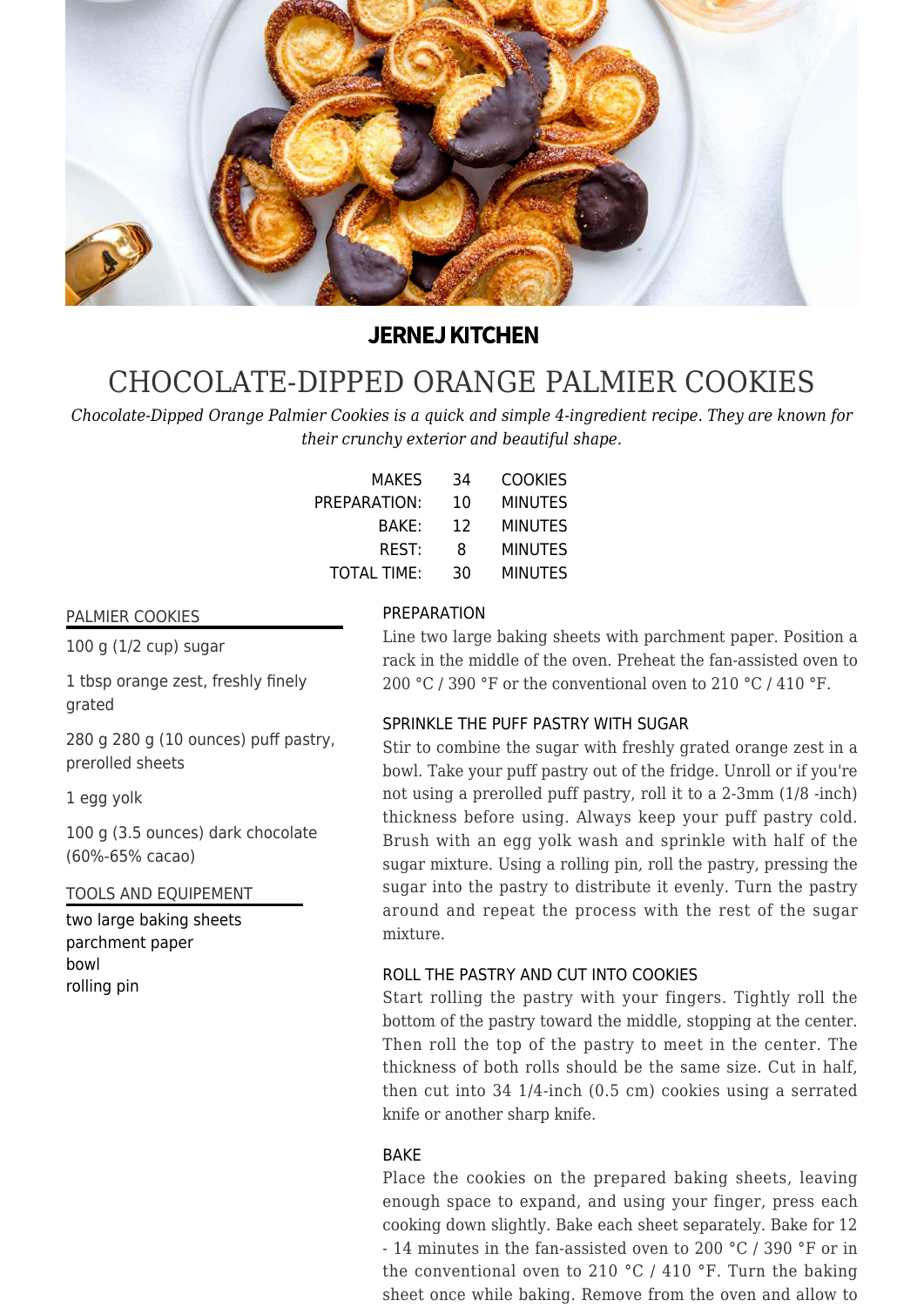**JERNEJ KITCHEN**

# CHOCOLATE-DIPPED ORANGE PALMIER COOKIES

*Chocolate-Dipped Orange Palmier Cookies is a quick and simple 4-ingredient recipe. They are known for their crunchy exterior and beautiful shape.*

| | | |
|---|---|---|
| MAKES | 34 | COOKIES |
| PREPARATION: | 10 | MINUTES |
| BAKE: | 12 | MINUTES |
| REST: | 8 | MINUTES |
| TOTAL TIME: | 30 | MINUTES |

## PALMIER COOKIES

100 g (1/2 cup) sugar

1 tbsp orange zest, freshly finely grated

280 g 280 g (10 ounces) puff pastry, prerolled sheets

1 egg yolk

100 g (3.5 ounces) dark chocolate (60%-65% cacao)

## TOOLS AND EQUIPEMENT

two large baking sheets
parchment paper
bowl
rolling pin

## PREPARATION

Line two large baking sheets with parchment paper. Position a rack in the middle of the oven. Preheat the fan-assisted oven to 200 °C / 390 °F or the conventional oven to 210 °C / 410 °F.

## SPRINKLE THE PUFF PASTRY WITH SUGAR

Stir to combine the sugar with freshly grated orange zest in a bowl. Take your puff pastry out of the fridge. Unroll or if you're not using a prerolled puff pastry, roll it to a 2-3mm (1/8 -inch) thickness before using. Always keep your puff pastry cold. Brush with an egg yolk wash and sprinkle with half of the sugar mixture. Using a rolling pin, roll the pastry, pressing the sugar into the pastry to distribute it evenly. Turn the pastry around and repeat the process with the rest of the sugar mixture.

## ROLL THE PASTRY AND CUT INTO COOKIES

Start rolling the pastry with your fingers. Tightly roll the bottom of the pastry toward the middle, stopping at the center. Then roll the top of the pastry to meet in the center. The thickness of both rolls should be the same size. Cut in half, then cut into 34 1/4-inch (0.5 cm) cookies using a serrated knife or another sharp knife.

## BAKE

Place the cookies on the prepared baking sheets, leaving enough space to expand, and using your finger, press each cooking down slightly. Bake each sheet separately. Bake for 12 - 14 minutes in the fan-assisted oven to 200 °C / 390 °F or in the conventional oven to 210 °C / 410 °F. Turn the baking sheet once while baking. Remove from the oven and allow to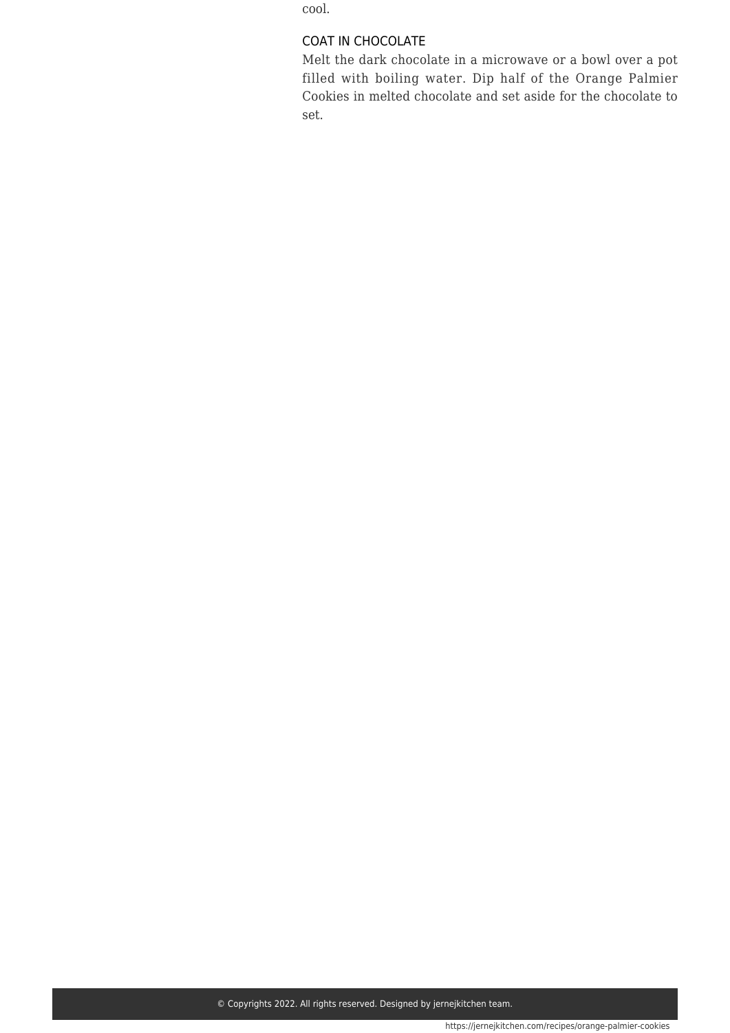cool.

### COAT IN CHOCOLATE

Melt the dark chocolate in a microwave or a bowl over a pot filled with boiling water. Dip half of the Orange Palmier Cookies in melted chocolate and set aside for the chocolate to set.